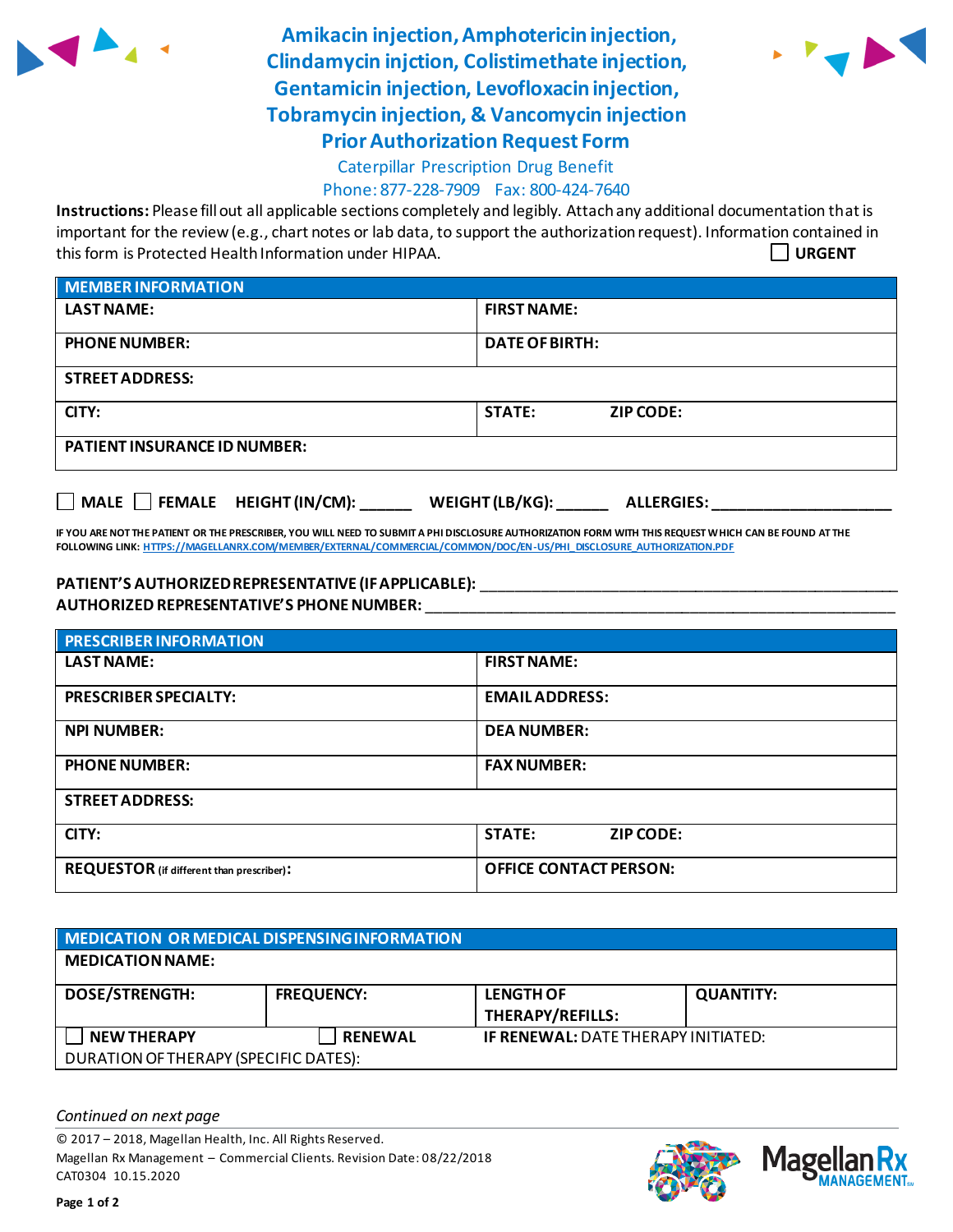# Amikacin injection, Amphotericin injection, Clindamycin injction, Colistimethate injection, Gentamicin injection, Levofloxacin injection, Tobramycin injection, & Vancomycin injection Prior Authorization Request Form

Caterpillar Prescription Drug Benefit

Phone: 877-228-7909 Fax: 800-424-7640

**Instructions:** Please fill out all applicable sections completely and legibly. Attach any additional documentation that is important for the review (e.g., chart notes or lab data, to support the authorization request). Information contained in this form is Protected Health Information under HIPAA.

☐ **URGENT**

| **MEMBER INFORMATION** | |
|---|---|
| **LAST NAME:** | **FIRST NAME:** |
| **PHONE NUMBER:** | **DATE OF BIRTH:** |
| **STREET ADDRESS:** | |
| **CITY:** | **STATE:** **ZIP CODE:** |
| **PATIENT INSURANCE ID NUMBER:** | |

☐ **MALE** ☐ **FEMALE** **HEIGHT (IN/CM):** ______ **WEIGHT (LB/KG):** ______ **ALLERGIES:** ____________________

**IF YOU ARE NOT THE PATIENT OR THE PRESCRIBER, YOU WILL NEED TO SUBMIT A PHI DISCLOSURE AUTHORIZATION FORM WITH THIS REQUEST WHICH CAN BE FOUND AT THE FOLLOWING LINK:** HTTPS://MAGELLANRX.COM/MEMBER/EXTERNAL/COMMERCIAL/COMMON/DOC/EN-US/PHI_DISCLOSURE_AUTHORIZATION.PDF

**PATIENT'S AUTHORIZED REPRESENTATIVE (IF APPLICABLE):** ____________________________________________

**AUTHORIZED REPRESENTATIVE'S PHONE NUMBER:** ____________________________________________

| **PRESCRIBER INFORMATION** | |
|---|---|
| **LAST NAME:** | **FIRST NAME:** |
| **PRESCRIBER SPECIALTY:** | **EMAIL ADDRESS:** |
| **NPI NUMBER:** | **DEA NUMBER:** |
| **PHONE NUMBER:** | **FAX NUMBER:** |
| **STREET ADDRESS:** | |
| **CITY:** | **STATE:** **ZIP CODE:** |
| **REQUESTOR** (if different than prescriber)**:** | **OFFICE CONTACT PERSON:** |

| **MEDICATION OR MEDICAL DISPENSING INFORMATION** | | | |
|---|---|---|---|
| **MEDICATION NAME:** | | | |
| **DOSE/STRENGTH:** | **FREQUENCY:** | **LENGTH OF THERAPY/REFILLS:** | **QUANTITY:** |
| ☐ **NEW THERAPY** | ☐ **RENEWAL** | **IF RENEWAL:** DATE THERAPY INITIATED: | |
| DURATION OF THERAPY (SPECIFIC DATES): | | | |

*Continued on next page*

© 2017 – 2018, Magellan Health, Inc. All Rights Reserved.
Magellan Rx Management – Commercial Clients. Revision Date: 08/22/2018
CAT0304 10.15.2020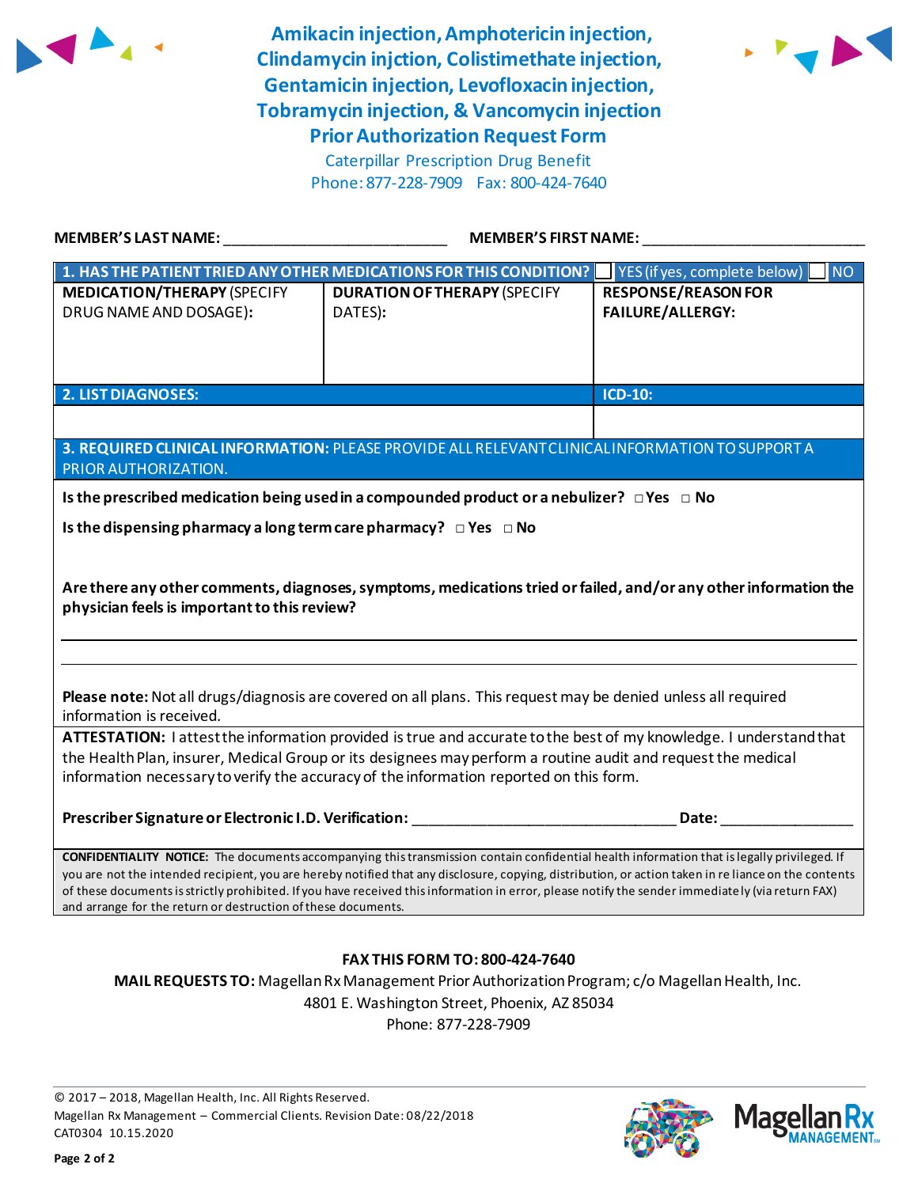# Amikacin injection, Amphotericin injection, Clindamycin injction, Colistimethate injection, Gentamicin injection, Levofloxacin injection, Tobramycin injection, & Vancomycin injection Prior Authorization Request Form

Caterpillar Prescription Drug Benefit
Phone: 877-228-7909 Fax: 800-424-7640

**MEMBER'S LAST NAME:** ___________________________ **MEMBER'S FIRST NAME:** ___________________________

| **1. HAS THE PATIENT TRIED ANY OTHER MEDICATIONS FOR THIS CONDITION?** | | ☐ YES (if yes, complete below) ☐ NO |
|---|---|---|
| **MEDICATION/THERAPY** (SPECIFY DRUG NAME AND DOSAGE): | **DURATION OF THERAPY** (SPECIFY DATES): | **RESPONSE/REASON FOR FAILURE/ALLERGY:** |

| **2. LIST DIAGNOSES:** | **ICD-10:** |
|---|---|
| | |

**3. REQUIRED CLINICAL INFORMATION:** PLEASE PROVIDE ALL RELEVANT CLINICAL INFORMATION TO SUPPORT A PRIOR AUTHORIZATION.

**Is the prescribed medication being used in a compounded product or a nebulizer?** □ **Yes** □ **No**

**Is the dispensing pharmacy a long term care pharmacy?** □ **Yes** □ **No**

**Are there any other comments, diagnoses, symptoms, medications tried or failed, and/or any other information the physician feels is important to this review?**

_______________________________________________________________________________

_______________________________________________________________________________

**Please note:** Not all drugs/diagnosis are covered on all plans. This request may be denied unless all required information is received.

**ATTESTATION:** I attest the information provided is true and accurate to the best of my knowledge. I understand that the Health Plan, insurer, Medical Group or its designees may perform a routine audit and request the medical information necessary to verify the accuracy of the information reported on this form.

**Prescriber Signature or Electronic I.D. Verification:** ________________________________ **Date:** ________________

**CONFIDENTIALITY NOTICE:** The documents accompanying this transmission contain confidential health information that is legally privileged. If you are not the intended recipient, you are hereby notified that any disclosure, copying, distribution, or action taken in reliance on the contents of these documents is strictly prohibited. If you have received this information in error, please notify the sender immediately (via return FAX) and arrange for the return or destruction of these documents.

**FAX THIS FORM TO: 800-424-7640**

**MAIL REQUESTS TO:** Magellan Rx Management Prior Authorization Program; c/o Magellan Health, Inc.
4801 E. Washington Street, Phoenix, AZ 85034
Phone: 877-228-7909

© 2017 – 2018, Magellan Health, Inc. All Rights Reserved.
Magellan Rx Management – Commercial Clients. Revision Date: 08/22/2018
CAT0304 10.15.2020